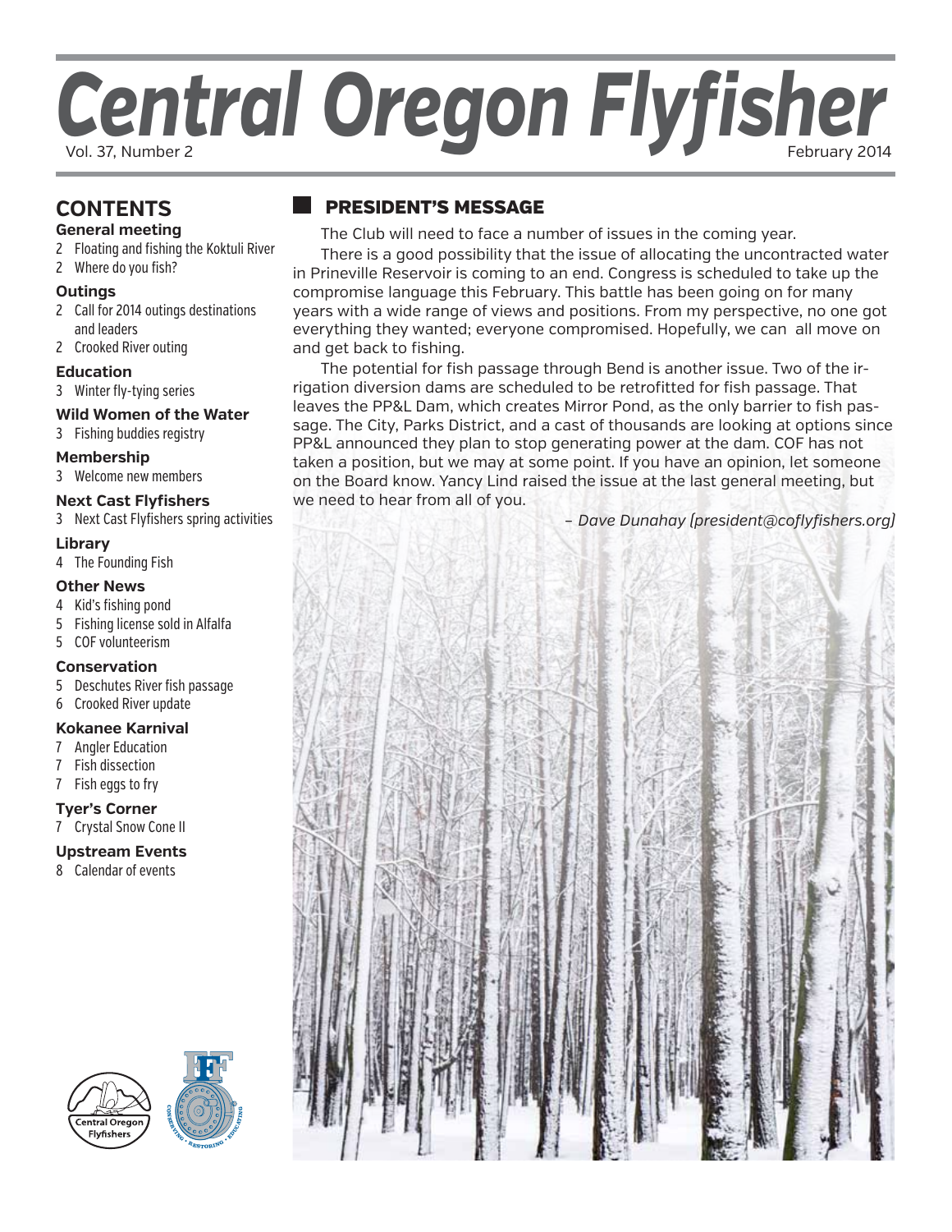# Central Oregon Flyfisher

Vol. 37, Number 2 February 2014

## CONTENTS

**General meeting**
- 2 Floating and fishing the Koktuli River
- 2 Where do you fish?

**Outings**
- 2 Call for 2014 outings destinations and leaders
- 2 Crooked River outing

**Education**
- 3 Winter fly-tying series

**Wild Women of the Water**
- 3 Fishing buddies registry

**Membership**
- 3 Welcome new members

**Next Cast Flyfishers**
- 3 Next Cast Flyfishers spring activities

**Library**
- 4 The Founding Fish

**Other News**
- 4 Kid's fishing pond
- 5 Fishing license sold in Alfalfa
- 5 COF volunteerism

**Conservation**
- 5 Deschutes River fish passage
- 6 Crooked River update

**Kokanee Karnival**
- 7 Angler Education
- 7 Fish dissection
- 7 Fish eggs to fry

**Tyer's Corner**
- 7 Crystal Snow Cone II

**Upstream Events**
- 8 Calendar of events

## PRESIDENT'S MESSAGE

The Club will need to face a number of issues in the coming year.

There is a good possibility that the issue of allocating the uncontracted water in Prineville Reservoir is coming to an end. Congress is scheduled to take up the compromise language this February. This battle has been going on for many years with a wide range of views and positions. From my perspective, no one got everything they wanted; everyone compromised. Hopefully, we can all move on and get back to fishing.

The potential for fish passage through Bend is another issue. Two of the irrigation diversion dams are scheduled to be retrofitted for fish passage. That leaves the PP&L Dam, which creates Mirror Pond, as the only barrier to fish passage. The City, Parks District, and a cast of thousands are looking at options since PP&L announced they plan to stop generating power at the dam. COF has not taken a position, but we may at some point. If you have an opinion, let someone on the Board know. Yancy Lind raised the issue at the last general meeting, but we need to hear from all of you.

*– Dave Dunahay (president@coflyfishers.org)*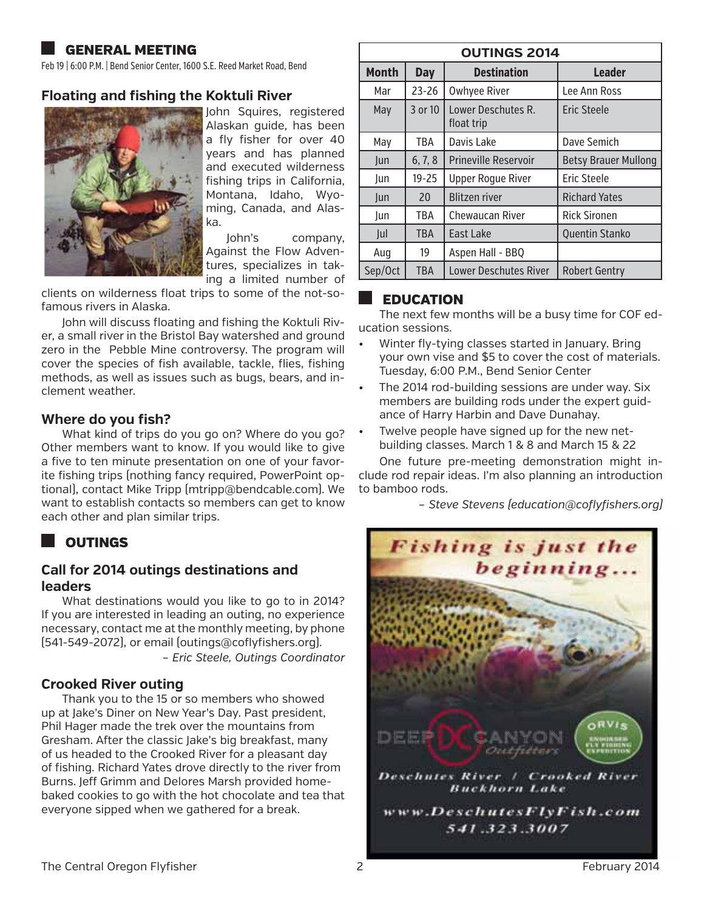## GENERAL MEETING

Feb 19 | 6:00 P.M. | Bend Senior Center, 1600 S.E. Reed Market Road, Bend

### Floating and fishing the Koktuli River

John Squires, registered Alaskan guide, has been a fly fisher for over 40 years and has planned and executed wilderness fishing trips in California, Montana, Idaho, Wyoming, Canada, and Alaska.

John's company, Against the Flow Adventures, specializes in taking a limited number of clients on wilderness float trips to some of the not-so-famous rivers in Alaska.

John will discuss floating and fishing the Koktuli River, a small river in the Bristol Bay watershed and ground zero in the Pebble Mine controversy. The program will cover the species of fish available, tackle, flies, fishing methods, as well as issues such as bugs, bears, and inclement weather.

### Where do you fish?

What kind of trips do you go on? Where do you go? Other members want to know. If you would like to give a five to ten minute presentation on one of your favorite fishing trips (nothing fancy required, PowerPoint optional), contact Mike Tripp (mtripp@bendcable.com). We want to establish contacts so members can get to know each other and plan similar trips.

## OUTINGS

### Call for 2014 outings destinations and leaders

What destinations would you like to go to in 2014? If you are interested in leading an outing, no experience necessary, contact me at the monthly meeting, by phone (541-549-2072), or email (outings@coflyfishers.org).

*– Eric Steele, Outings Coordinator*

### Crooked River outing

Thank you to the 15 or so members who showed up at Jake's Diner on New Year's Day. Past president, Phil Hager made the trek over the mountains from Gresham. After the classic Jake's big breakfast, many of us headed to the Crooked River for a pleasant day of fishing. Richard Yates drove directly to the river from Burns. Jeff Grimm and Delores Marsh provided home-baked cookies to go with the hot chocolate and tea that everyone sipped when we gathered for a break.

**OUTINGS 2014**

| Month | Day | Destination | Leader |
|---|---|---|---|
| Mar | 23-26 | Owhyee River | Lee Ann Ross |
| May | 3 or 10 | Lower Deschutes R. float trip | Eric Steele |
| May | TBA | Davis Lake | Dave Semich |
| Jun | 6, 7, 8 | Prineville Reservoir | Betsy Brauer Mullong |
| Jun | 19-25 | Upper Rogue River | Eric Steele |
| Jun | 20 | Blitzen river | Richard Yates |
| Jun | TBA | Chewaucan River | Rick Sironen |
| Jul | TBA | East Lake | Quentin Stanko |
| Aug | 19 | Aspen Hall - BBQ | |
| Sep/Oct | TBA | Lower Deschutes River | Robert Gentry |

## EDUCATION

The next few months will be a busy time for COF education sessions.

- Winter fly-tying classes started in January. Bring your own vise and $5 to cover the cost of materials. Tuesday, 6:00 P.M., Bend Senior Center
- The 2014 rod-building sessions are under way. Six members are building rods under the expert guidance of Harry Harbin and Dave Dunahay.
- Twelve people have signed up for the new net-building classes. March 1 & 8 and March 15 & 22

One future pre-meeting demonstration might include rod repair ideas. I'm also planning an introduction to bamboo rods.

*– Steve Stevens (education@coflyfishers.org)*

*Fishing is just the beginning...*

DEEP CANYON Outfitters

ORVIS ENDORSED FLY FISHING EXPEDITION

*Deschutes River / Crooked River Buckhorn Lake*

*www.DeschutesFlyFish.com*

*541.323.3007*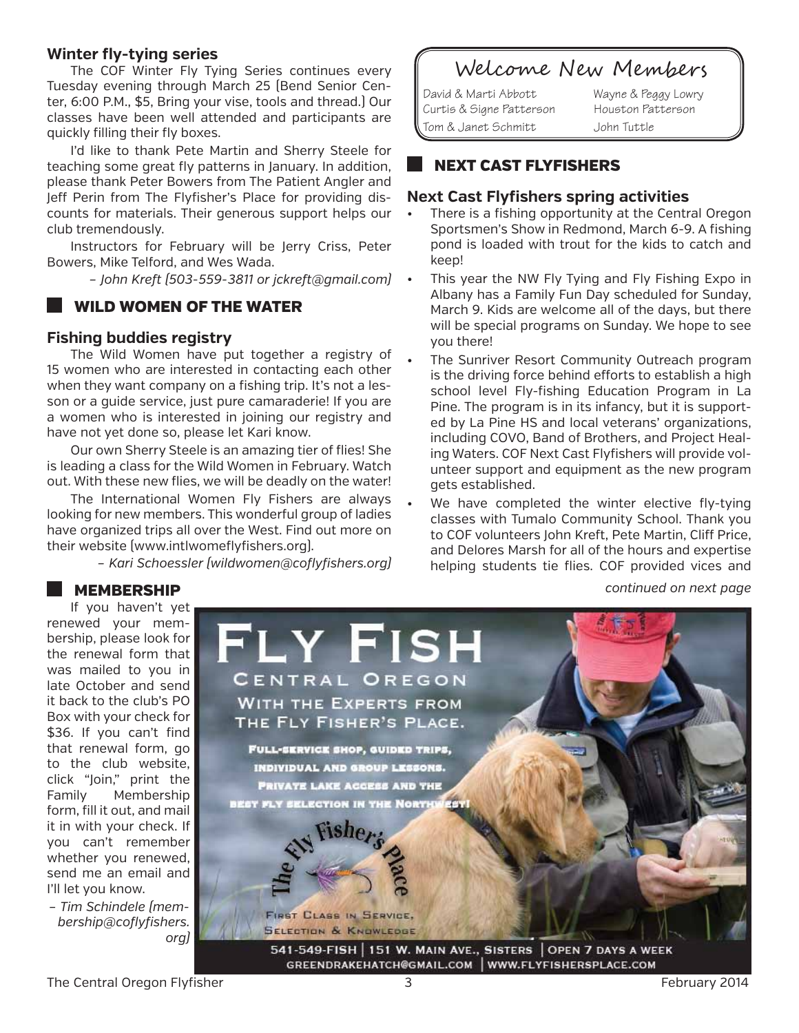## Winter fly-tying series

The COF Winter Fly Tying Series continues every Tuesday evening through March 25 (Bend Senior Center, 6:00 P.M., $5, Bring your vise, tools and thread.) Our classes have been well attended and participants are quickly filling their fly boxes.

I'd like to thank Pete Martin and Sherry Steele for teaching some great fly patterns in January. In addition, please thank Peter Bowers from The Patient Angler and Jeff Perin from The Flyfisher's Place for providing discounts for materials. Their generous support helps our club tremendously.

Instructors for February will be Jerry Criss, Peter Bowers, Mike Telford, and Wes Wada.

*– John Kreft (503-559-3811 or jckreft@gmail.com)*

# WILD WOMEN OF THE WATER

## Fishing buddies registry

The Wild Women have put together a registry of 15 women who are interested in contacting each other when they want company on a fishing trip. It's not a lesson or a guide service, just pure camaraderie! If you are a women who is interested in joining our registry and have not yet done so, please let Kari know.

Our own Sherry Steele is an amazing tier of flies! She is leading a class for the Wild Women in February. Watch out. With these new flies, we will be deadly on the water!

The International Women Fly Fishers are always looking for new members. This wonderful group of ladies have organized trips all over the West. Find out more on their website (www.intlwomeflyfishers.org).

*– Kari Schoessler (wildwomen@coflyfishers.org)*

# MEMBERSHIP

If you haven't yet renewed your membership, please look for the renewal form that was mailed to you in late October and send it back to the club's PO Box with your check for $36. If you can't find that renewal form, go to the club website, click "Join," print the Family Membership form, fill it out, and mail it in with your check. If you can't remember whether you renewed, send me an email and I'll let you know.

*– Tim Schindele (membership@coflyfishers.org)*

## Welcome New Members

David & Marti Abbott
Wayne & Peggy Lowry
Curtis & Signe Patterson
Houston Patterson
Tom & Janet Schmitt
John Tuttle

# NEXT CAST FLYFISHERS

## Next Cast Flyfishers spring activities

- There is a fishing opportunity at the Central Oregon Sportsmen's Show in Redmond, March 6-9. A fishing pond is loaded with trout for the kids to catch and keep!
- This year the NW Fly Tying and Fly Fishing Expo in Albany has a Family Fun Day scheduled for Sunday, March 9. Kids are welcome all of the days, but there will be special programs on Sunday. We hope to see you there!
- The Sunriver Resort Community Outreach program is the driving force behind efforts to establish a high school level Fly-fishing Education Program in La Pine. The program is in its infancy, but it is supported by La Pine HS and local veterans' organizations, including COVO, Band of Brothers, and Project Healing Waters. COF Next Cast Flyfishers will provide volunteer support and equipment as the new program gets established.
- We have completed the winter elective fly-tying classes with Tumalo Community School. Thank you to COF volunteers John Kreft, Pete Martin, Cliff Price, and Delores Marsh for all of the hours and expertise helping students tie flies. COF provided vices and

*continued on next page*

FLY FISH CENTRAL OREGON WITH THE EXPERTS FROM THE FLY FISHER'S PLACE.

FULL-SERVICE SHOP, GUIDED TRIPS, INDIVIDUAL AND GROUP LESSONS. PRIVATE LAKE ACCESS AND THE BEST FLY SELECTION IN THE NORTHWEST!

The Fly Fisher's Place

FIRST CLASS IN SERVICE, SELECTION & KNOWLEDGE

541-549-FISH | 151 W. MAIN AVE., SISTERS | OPEN 7 DAYS A WEEK
GREENDRAKEHATCH@GMAIL.COM | WWW.FLYFISHERSPLACE.COM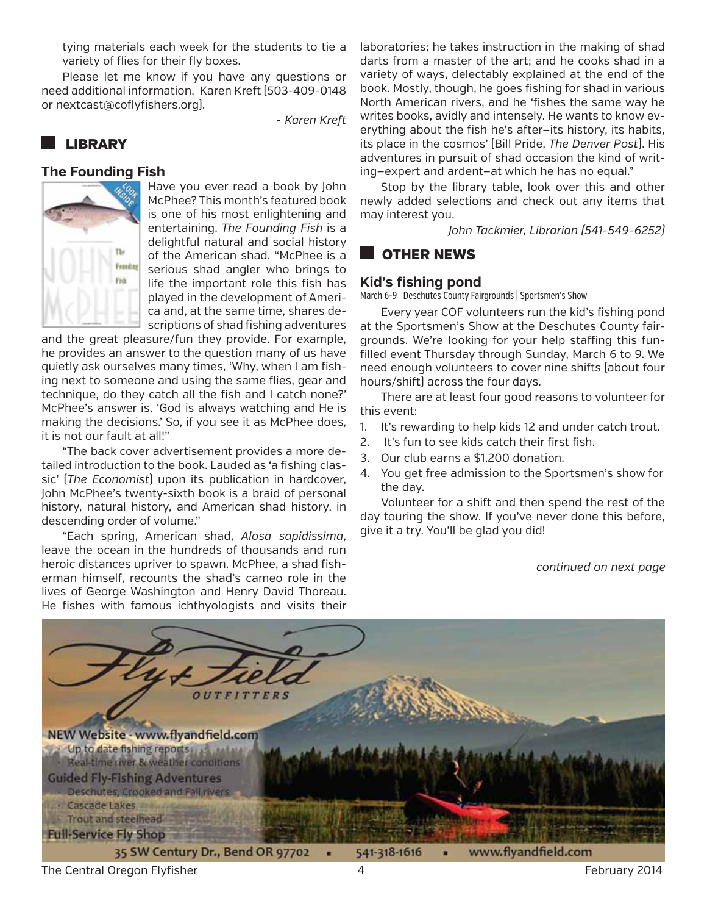tying materials each week for the students to tie a variety of flies for their fly boxes.

Please let me know if you have any questions or need additional information. Karen Kreft (503-409-0148 or nextcast@coflyfishers.org).

*- Karen Kreft*

## LIBRARY

### The Founding Fish

Have you ever read a book by John McPhee? This month's featured book is one of his most enlightening and entertaining. *The Founding Fish* is a delightful natural and social history of the American shad. "McPhee is a serious shad angler who brings to life the important role this fish has played in the development of America and, at the same time, shares descriptions of shad fishing adventures and the great pleasure/fun they provide. For example, he provides an answer to the question many of us have quietly ask ourselves many times, 'Why, when I am fishing next to someone and using the same flies, gear and technique, do they catch all the fish and I catch none?' McPhee's answer is, 'God is always watching and He is making the decisions.' So, if you see it as McPhee does, it is not our fault at all!"

"The back cover advertisement provides a more detailed introduction to the book. Lauded as 'a fishing classic' (*The Economist*) upon its publication in hardcover, John McPhee's twenty-sixth book is a braid of personal history, natural history, and American shad history, in descending order of volume."

"Each spring, American shad, *Alosa sapidissima*, leave the ocean in the hundreds of thousands and run heroic distances upriver to spawn. McPhee, a shad fisherman himself, recounts the shad's cameo role in the lives of George Washington and Henry David Thoreau. He fishes with famous ichthyologists and visits their laboratories; he takes instruction in the making of shad darts from a master of the art; and he cooks shad in a variety of ways, delectably explained at the end of the book. Mostly, though, he goes fishing for shad in various North American rivers, and he 'fishes the same way he writes books, avidly and intensely. He wants to know everything about the fish he's after–its history, its habits, its place in the cosmos' (Bill Pride, *The Denver Post*). His adventures in pursuit of shad occasion the kind of writing–expert and ardent–at which he has no equal."

Stop by the library table, look over this and other newly added selections and check out any items that may interest you.

*John Tackmier, Librarian (541-549-6252)*

## OTHER NEWS

### Kid's fishing pond

March 6-9 | Deschutes County Fairgrounds | Sportsmen's Show

Every year COF volunteers run the kid's fishing pond at the Sportsmen's Show at the Deschutes County fairgrounds. We're looking for your help staffing this fun-filled event Thursday through Sunday, March 6 to 9. We need enough volunteers to cover nine shifts (about four hours/shift) across the four days.

There are at least four good reasons to volunteer for this event:

1. It's rewarding to help kids 12 and under catch trout.
2. It's fun to see kids catch their first fish.
3. Our club earns a $1,200 donation.
4. You get free admission to the Sportsmen's show for the day.

Volunteer for a shift and then spend the rest of the day touring the show. If you've never done this before, give it a try. You'll be glad you did!

*continued on next page*

Fly & Field OUTFITTERS

NEW Website - www.flyandfield.com
- Up to date fishing reports
- Real-time river & weather conditions

Guided Fly-Fishing Adventures
- Deschutes, Crooked and Fall rivers
- Cascade Lakes
- Trout and steelhead

Full-Service Fly Shop

35 SW Century Dr., Bend OR 97702 ▪ 541-318-1616 ▪ www.flyandfield.com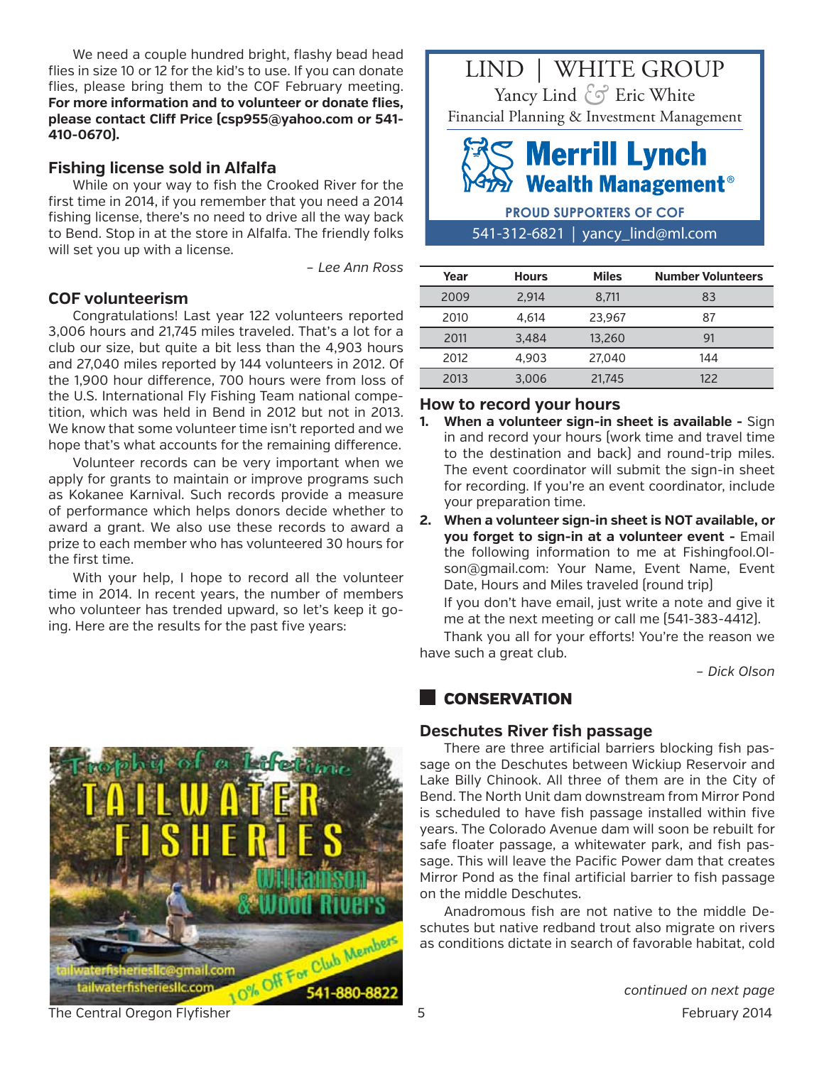We need a couple hundred bright, flashy bead head flies in size 10 or 12 for the kid's to use. If you can donate flies, please bring them to the COF February meeting. **For more information and to volunteer or donate flies, please contact Cliff Price (csp955@yahoo.com or 541-410-0670).**

### Fishing license sold in Alfalfa

While on your way to fish the Crooked River for the first time in 2014, if you remember that you need a 2014 fishing license, there's no need to drive all the way back to Bend. Stop in at the store in Alfalfa. The friendly folks will set you up with a license.

*– Lee Ann Ross*

### COF volunteerism

Congratulations! Last year 122 volunteers reported 3,006 hours and 21,745 miles traveled. That's a lot for a club our size, but quite a bit less than the 4,903 hours and 27,040 miles reported by 144 volunteers in 2012. Of the 1,900 hour difference, 700 hours were from loss of the U.S. International Fly Fishing Team national competition, which was held in Bend in 2012 but not in 2013. We know that some volunteer time isn't reported and we hope that's what accounts for the remaining difference.

Volunteer records can be very important when we apply for grants to maintain or improve programs such as Kokanee Karnival. Such records provide a measure of performance which helps donors decide whether to award a grant. We also use these records to award a prize to each member who has volunteered 30 hours for the first time.

With your help, I hope to record all the volunteer time in 2014. In recent years, the number of members who volunteer has trended upward, so let's keep it going. Here are the results for the past five years:

| Year | Hours | Miles | Number Volunteers |
|---|---|---|---|
| 2009 | 2,914 | 8,711 | 83 |
| 2010 | 4,614 | 23,967 | 87 |
| 2011 | 3,484 | 13,260 | 91 |
| 2012 | 4,903 | 27,040 | 144 |
| 2013 | 3,006 | 21,745 | 122 |

### How to record your hours

1. **When a volunteer sign-in sheet is available -** Sign in and record your hours (work time and travel time to the destination and back) and round-trip miles. The event coordinator will submit the sign-in sheet for recording. If you're an event coordinator, include your preparation time.
2. **When a volunteer sign-in sheet is NOT available, or you forget to sign-in at a volunteer event -** Email the following information to me at Fishingfool.Olson@gmail.com: Your Name, Event Name, Event Date, Hours and Miles traveled (round trip)

   If you don't have email, just write a note and give it me at the next meeting or call me (541-383-4412).

Thank you all for your efforts! You're the reason we have such a great club.

*– Dick Olson*

LIND | WHITE GROUP
Yancy Lind & Eric White
Financial Planning & Investment Management
Merrill Lynch Wealth Management®
PROUD SUPPORTERS OF COF
541-312-6821 | yancy_lind@ml.com

## CONSERVATION

### Deschutes River fish passage

There are three artificial barriers blocking fish passage on the Deschutes between Wickiup Reservoir and Lake Billy Chinook. All three of them are in the City of Bend. The North Unit dam downstream from Mirror Pond is scheduled to have fish passage installed within five years. The Colorado Avenue dam will soon be rebuilt for safe floater passage, a whitewater park, and fish passage. This will leave the Pacific Power dam that creates Mirror Pond as the final artificial barrier to fish passage on the middle Deschutes.

Anadromous fish are not native to the middle Deschutes but native redband trout also migrate on rivers as conditions dictate in search of favorable habitat, cold

*continued on next page*

Trophy of a Lifetime
TAILWATER FISHERIES
Williamson & Wood Rivers
tailwaterfisheriesllc@gmail.com
tailwaterfisheriesllc.com
10% Off For Club Members
541-880-8822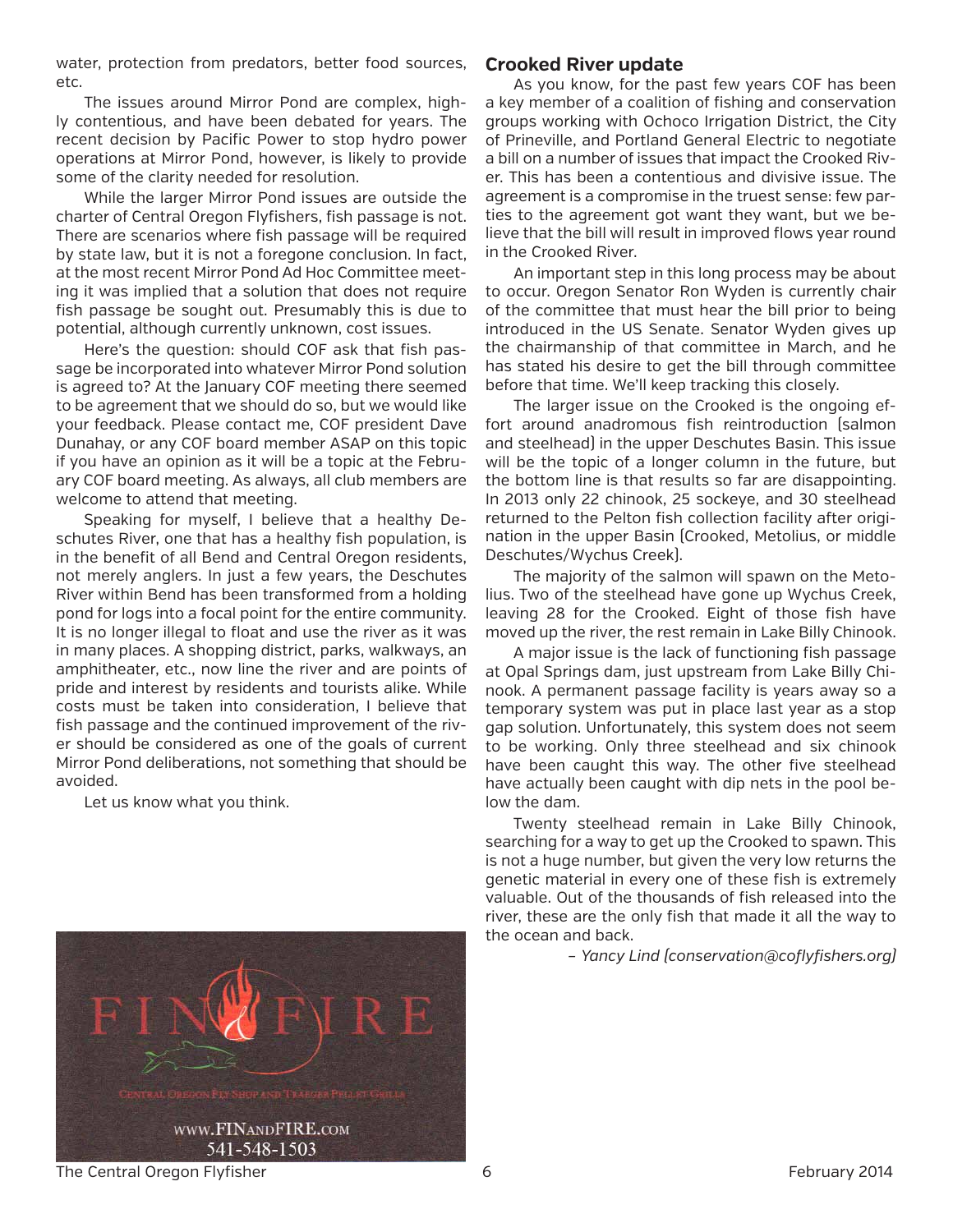water, protection from predators, better food sources, etc.

The issues around Mirror Pond are complex, highly contentious, and have been debated for years. The recent decision by Pacific Power to stop hydro power operations at Mirror Pond, however, is likely to provide some of the clarity needed for resolution.

While the larger Mirror Pond issues are outside the charter of Central Oregon Flyfishers, fish passage is not. There are scenarios where fish passage will be required by state law, but it is not a foregone conclusion. In fact, at the most recent Mirror Pond Ad Hoc Committee meeting it was implied that a solution that does not require fish passage be sought out. Presumably this is due to potential, although currently unknown, cost issues.

Here's the question: should COF ask that fish passage be incorporated into whatever Mirror Pond solution is agreed to? At the January COF meeting there seemed to be agreement that we should do so, but we would like your feedback. Please contact me, COF president Dave Dunahay, or any COF board member ASAP on this topic if you have an opinion as it will be a topic at the February COF board meeting. As always, all club members are welcome to attend that meeting.

Speaking for myself, I believe that a healthy Deschutes River, one that has a healthy fish population, is in the benefit of all Bend and Central Oregon residents, not merely anglers. In just a few years, the Deschutes River within Bend has been transformed from a holding pond for logs into a focal point for the entire community. It is no longer illegal to float and use the river as it was in many places. A shopping district, parks, walkways, an amphitheater, etc., now line the river and are points of pride and interest by residents and tourists alike. While costs must be taken into consideration, I believe that fish passage and the continued improvement of the river should be considered as one of the goals of current Mirror Pond deliberations, not something that should be avoided.

Let us know what you think.

FIN & FIRE

Central Oregon Fly Shop and Traeger Pellet Grills

www.FINandFIRE.com
541-548-1503

## Crooked River update

As you know, for the past few years COF has been a key member of a coalition of fishing and conservation groups working with Ochoco Irrigation District, the City of Prineville, and Portland General Electric to negotiate a bill on a number of issues that impact the Crooked River. This has been a contentious and divisive issue. The agreement is a compromise in the truest sense: few parties to the agreement got want they want, but we believe that the bill will result in improved flows year round in the Crooked River.

An important step in this long process may be about to occur. Oregon Senator Ron Wyden is currently chair of the committee that must hear the bill prior to being introduced in the US Senate. Senator Wyden gives up the chairmanship of that committee in March, and he has stated his desire to get the bill through committee before that time. We'll keep tracking this closely.

The larger issue on the Crooked is the ongoing effort around anadromous fish reintroduction (salmon and steelhead) in the upper Deschutes Basin. This issue will be the topic of a longer column in the future, but the bottom line is that results so far are disappointing. In 2013 only 22 chinook, 25 sockeye, and 30 steelhead returned to the Pelton fish collection facility after origination in the upper Basin (Crooked, Metolius, or middle Deschutes/Wychus Creek).

The majority of the salmon will spawn on the Metolius. Two of the steelhead have gone up Wychus Creek, leaving 28 for the Crooked. Eight of those fish have moved up the river, the rest remain in Lake Billy Chinook.

A major issue is the lack of functioning fish passage at Opal Springs dam, just upstream from Lake Billy Chinook. A permanent passage facility is years away so a temporary system was put in place last year as a stop gap solution. Unfortunately, this system does not seem to be working. Only three steelhead and six chinook have been caught this way. The other five steelhead have actually been caught with dip nets in the pool below the dam.

Twenty steelhead remain in Lake Billy Chinook, searching for a way to get up the Crooked to spawn. This is not a huge number, but given the very low returns the genetic material in every one of these fish is extremely valuable. Out of the thousands of fish released into the river, these are the only fish that made it all the way to the ocean and back.

*– Yancy Lind (conservation@coflyfishers.org)*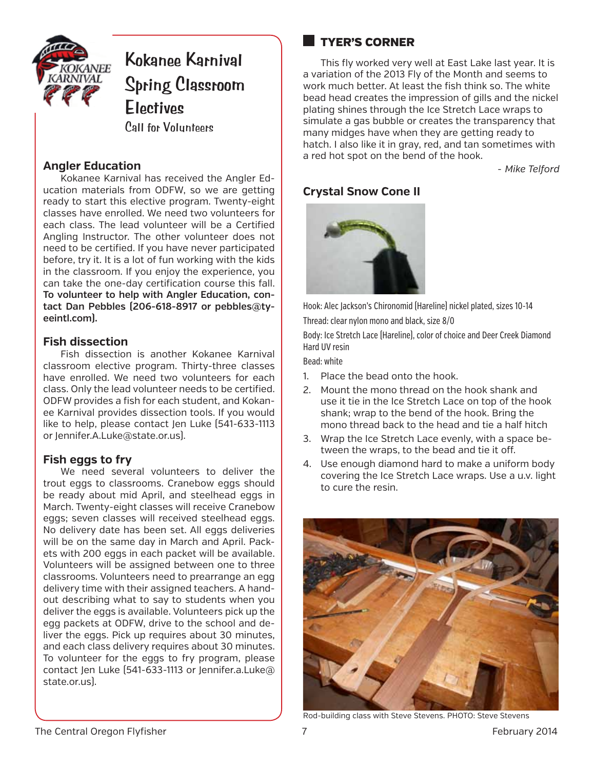# Kokanee Karnival Spring Classroom Electives

Call for Volunteers

### Angler Education

Kokanee Karnival has received the Angler Education materials from ODFW, so we are getting ready to start this elective program. Twenty-eight classes have enrolled. We need two volunteers for each class. The lead volunteer will be a Certified Angling Instructor. The other volunteer does not need to be certified. If you have never participated before, try it. It is a lot of fun working with the kids in the classroom. If you enjoy the experience, you can take the one-day certification course this fall. **To volunteer to help with Angler Education, contact Dan Pebbles (206-618-8917 or pebbles@tyeeintl.com).**

### Fish dissection

Fish dissection is another Kokanee Karnival classroom elective program. Thirty-three classes have enrolled. We need two volunteers for each class. Only the lead volunteer needs to be certified. ODFW provides a fish for each student, and Kokanee Karnival provides dissection tools. If you would like to help, please contact Jen Luke (541-633-1113 or Jennifer.A.Luke@state.or.us).

### Fish eggs to fry

We need several volunteers to deliver the trout eggs to classrooms. Cranebow eggs should be ready about mid April, and steelhead eggs in March. Twenty-eight classes will receive Cranebow eggs; seven classes will received steelhead eggs. No delivery date has been set. All eggs deliveries will be on the same day in March and April. Packets with 200 eggs in each packet will be available. Volunteers will be assigned between one to three classrooms. Volunteers need to prearrange an egg delivery time with their assigned teachers. A handout describing what to say to students when you deliver the eggs is available. Volunteers pick up the egg packets at ODFW, drive to the school and deliver the eggs. Pick up requires about 30 minutes, and each class delivery requires about 30 minutes. To volunteer for the eggs to fry program, please contact Jen Luke (541-633-1113 or Jennifer.a.Luke@state.or.us).

## TYER'S CORNER

This fly worked very well at East Lake last year. It is a variation of the 2013 Fly of the Month and seems to work much better. At least the fish think so. The white bead head creates the impression of gills and the nickel plating shines through the Ice Stretch Lace wraps to simulate a gas bubble or creates the transparency that many midges have when they are getting ready to hatch. I also like it in gray, red, and tan sometimes with a red hot spot on the bend of the hook.

*- Mike Telford*

### Crystal Snow Cone II

Hook: Alec Jackson's Chironomid (Hareline) nickel plated, sizes 10-14

Thread: clear nylon mono and black, size 8/0

Body: Ice Stretch Lace (Hareline), color of choice and Deer Creek Diamond Hard UV resin

Bead: white

1. Place the bead onto the hook.
2. Mount the mono thread on the hook shank and use it tie in the Ice Stretch Lace on top of the hook shank; wrap to the bend of the hook. Bring the mono thread back to the head and tie a half hitch
3. Wrap the Ice Stretch Lace evenly, with a space between the wraps, to the bead and tie it off.
4. Use enough diamond hard to make a uniform body covering the Ice Stretch Lace wraps. Use a u.v. light to cure the resin.

Rod-building class with Steve Stevens. PHOTO: Steve Stevens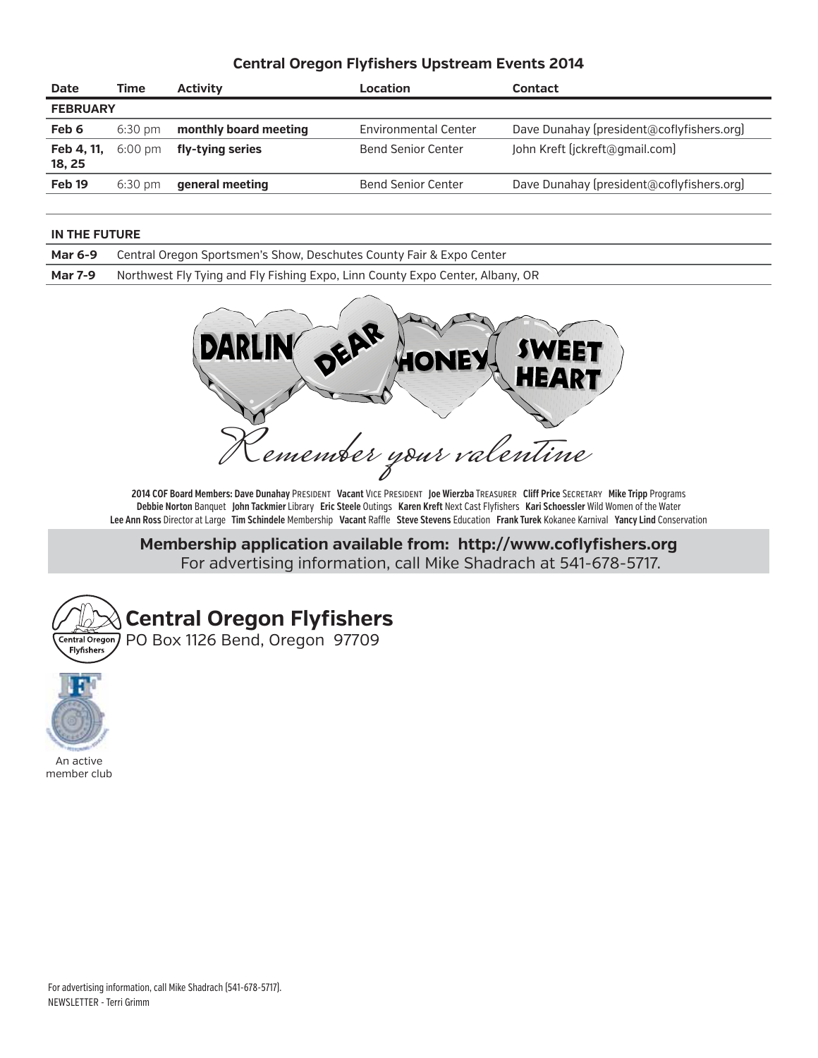## Central Oregon Flyfishers Upstream Events 2014

| Date | Time | Activity | Location | Contact |
|---|---|---|---|---|
| **FEBRUARY** | | | | |
| **Feb 6** | 6:30 pm | **monthly board meeting** | Environmental Center | Dave Dunahay (president@coflyfishers.org) |
| **Feb 4, 11, 18, 25** | 6:00 pm | **fly-tying series** | Bend Senior Center | John Kreft (jckreft@gmail.com) |
| **Feb 19** | 6:30 pm | **general meeting** | Bend Senior Center | Dave Dunahay (president@coflyfishers.org) |

**IN THE FUTURE**

| | |
|---|---|
| **Mar 6-9** | Central Oregon Sportsmen's Show, Deschutes County Fair & Expo Center |
| **Mar 7-9** | Northwest Fly Tying and Fly Fishing Expo, Linn County Expo Center, Albany, OR |

DARLIN DEAR HONEY SWEET HEART

*Remember your valentine*

**2014 COF Board Members: Dave Dunahay** PRESIDENT **Vacant** VICE PRESIDENT **Joe Wierzba** TREASURER **Cliff Price** SECRETARY **Mike Tripp** Programs **Debbie Norton** Banquet **John Tackmier** Library **Eric Steele** Outings **Karen Kreft** Next Cast Flyfishers **Kari Schoessler** Wild Women of the Water **Lee Ann Ross** Director at Large **Tim Schindele** Membership **Vacant** Raffle **Steve Stevens** Education **Frank Turek** Kokanee Karnival **Yancy Lind** Conservation

**Membership application available from: http://www.coflyfishers.org**
For advertising information, call Mike Shadrach at 541-678-5717.

## Central Oregon Flyfishers

PO Box 1126 Bend, Oregon 97709

An active member club

For advertising information, call Mike Shadrach (541-678-5717).
NEWSLETTER - Terri Grimm